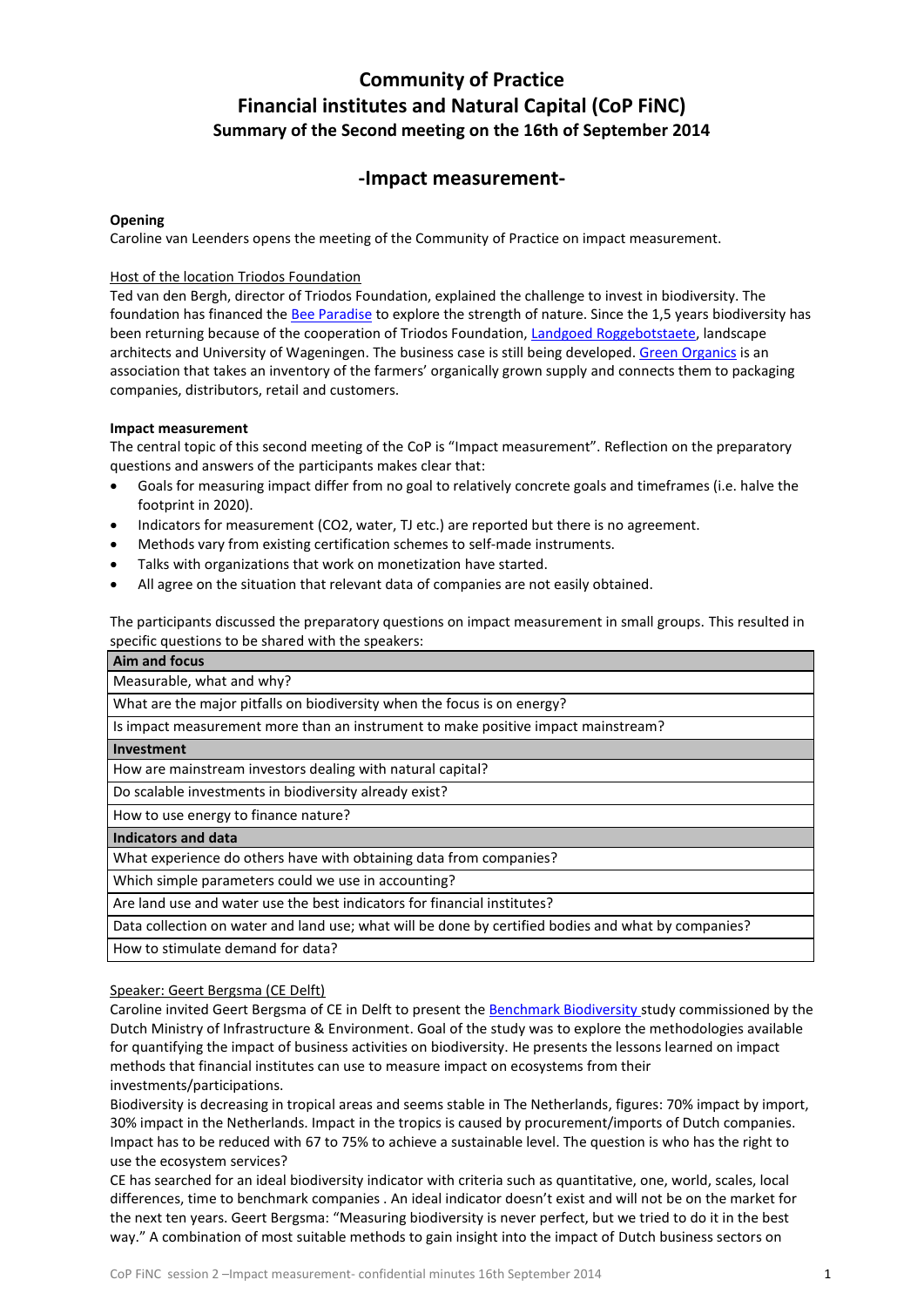# Community of Practice
# Financial institutes and Natural Capital (CoP FiNC)
### Summary of the Second meeting on the 16th of September 2014

## -Impact measurement-

**Opening**
Caroline van Leenders opens the meeting of the Community of Practice on impact measurement.

Host of the location Triodos Foundation
Ted van den Bergh, director of Triodos Foundation, explained the challenge to invest in biodiversity. The foundation has financed the Bee Paradise to explore the strength of nature. Since the 1,5 years biodiversity has been returning because of the cooperation of Triodos Foundation, Landgoed Roggebotstaete, landscape architects and University of Wageningen. The business case is still being developed. Green Organics is an association that takes an inventory of the farmers' organically grown supply and connects them to packaging companies, distributors, retail and customers.

**Impact measurement**
The central topic of this second meeting of the CoP is "Impact measurement". Reflection on the preparatory questions and answers of the participants makes clear that:

- Goals for measuring impact differ from no goal to relatively concrete goals and timeframes (i.e. halve the footprint in 2020).
- Indicators for measurement ($CO_2$, water, TJ etc.) are reported but there is no agreement.
- Methods vary from existing certification schemes to self-made instruments.
- Talks with organizations that work on monetization have started.
- All agree on the situation that relevant data of companies are not easily obtained.

The participants discussed the preparatory questions on impact measurement in small groups. This resulted in specific questions to be shared with the speakers:

| **Aim and focus** |
|---|
| Measurable, what and why? |
| What are the major pitfalls on biodiversity when the focus is on energy? |
| Is impact measurement more than an instrument to make positive impact mainstream? |
| **Investment** |
| How are mainstream investors dealing with natural capital? |
| Do scalable investments in biodiversity already exist? |
| How to use energy to finance nature? |
| **Indicators and data** |
| What experience do others have with obtaining data from companies? |
| Which simple parameters could we use in accounting? |
| Are land use and water use the best indicators for financial institutes? |
| Data collection on water and land use; what will be done by certified bodies and what by companies? |
| How to stimulate demand for data? |

Speaker: Geert Bergsma (CE Delft)
Caroline invited Geert Bergsma of CE in Delft to present the Benchmark Biodiversity study commissioned by the Dutch Ministry of Infrastructure & Environment. Goal of the study was to explore the methodologies available for quantifying the impact of business activities on biodiversity. He presents the lessons learned on impact methods that financial institutes can use to measure impact on ecosystems from their investments/participations.
Biodiversity is decreasing in tropical areas and seems stable in The Netherlands, figures: 70% impact by import, 30% impact in the Netherlands. Impact in the tropics is caused by procurement/imports of Dutch companies. Impact has to be reduced with 67 to 75% to achieve a sustainable level. The question is who has the right to use the ecosystem services?
CE has searched for an ideal biodiversity indicator with criteria such as quantitative, one, world, scales, local differences, time to benchmark companies . An ideal indicator doesn't exist and will not be on the market for the next ten years. Geert Bergsma: "Measuring biodiversity is never perfect, but we tried to do it in the best way." A combination of most suitable methods to gain insight into the impact of Dutch business sectors on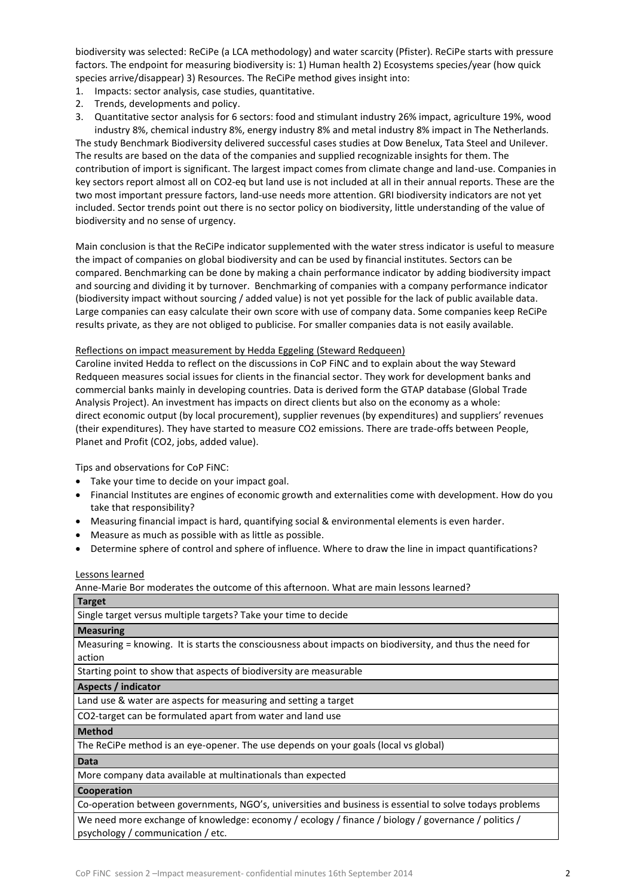biodiversity was selected: ReCiPe (a LCA methodology) and water scarcity (Pfister). ReCiPe starts with pressure factors. The endpoint for measuring biodiversity is: 1) Human health 2) Ecosystems species/year (how quick species arrive/disappear) 3) Resources. The ReCiPe method gives insight into:

1. Impacts: sector analysis, case studies, quantitative.
2. Trends, developments and policy.
3. Quantitative sector analysis for 6 sectors: food and stimulant industry 26% impact, agriculture 19%, wood industry 8%, chemical industry 8%, energy industry 8% and metal industry 8% impact in The Netherlands.

The study Benchmark Biodiversity delivered successful cases studies at Dow Benelux, Tata Steel and Unilever. The results are based on the data of the companies and supplied recognizable insights for them. The contribution of import is significant. The largest impact comes from climate change and land-use. Companies in key sectors report almost all on CO2-eq but land use is not included at all in their annual reports. These are the two most important pressure factors, land-use needs more attention. GRI biodiversity indicators are not yet included. Sector trends point out there is no sector policy on biodiversity, little understanding of the value of biodiversity and no sense of urgency.

Main conclusion is that the ReCiPe indicator supplemented with the water stress indicator is useful to measure the impact of companies on global biodiversity and can be used by financial institutes. Sectors can be compared. Benchmarking can be done by making a chain performance indicator by adding biodiversity impact and sourcing and dividing it by turnover. Benchmarking of companies with a company performance indicator (biodiversity impact without sourcing / added value) is not yet possible for the lack of public available data. Large companies can easy calculate their own score with use of company data. Some companies keep ReCiPe results private, as they are not obliged to publicise. For smaller companies data is not easily available.

Reflections on impact measurement by Hedda Eggeling (Steward Redqueen)

Caroline invited Hedda to reflect on the discussions in CoP FiNC and to explain about the way Steward Redqueen measures social issues for clients in the financial sector. They work for development banks and commercial banks mainly in developing countries. Data is derived form the GTAP database (Global Trade Analysis Project). An investment has impacts on direct clients but also on the economy as a whole: direct economic output (by local procurement), supplier revenues (by expenditures) and suppliers' revenues (their expenditures). They have started to measure CO2 emissions. There are trade-offs between People, Planet and Profit (CO2, jobs, added value).

Tips and observations for CoP FiNC:

- Take your time to decide on your impact goal.
- Financial Institutes are engines of economic growth and externalities come with development. How do you take that responsibility?
- Measuring financial impact is hard, quantifying social & environmental elements is even harder.
- Measure as much as possible with as little as possible.
- Determine sphere of control and sphere of influence. Where to draw the line in impact quantifications?

Lessons learned

Anne-Marie Bor moderates the outcome of this afternoon. What are main lessons learned?

| |
|---|
| **Target** |
| Single target versus multiple targets? Take your time to decide |
| **Measuring** |
| Measuring = knowing. It is starts the consciousness about impacts on biodiversity, and thus the need for action |
| Starting point to show that aspects of biodiversity are measurable |
| **Aspects / indicator** |
| Land use & water are aspects for measuring and setting a target |
| CO2-target can be formulated apart from water and land use |
| **Method** |
| The ReCiPe method is an eye-opener. The use depends on your goals (local vs global) |
| **Data** |
| More company data available at multinationals than expected |
| **Cooperation** |
| Co-operation between governments, NGO's, universities and business is essential to solve todays problems |
| We need more exchange of knowledge: economy / ecology / finance / biology / governance / politics / psychology / communication / etc. |